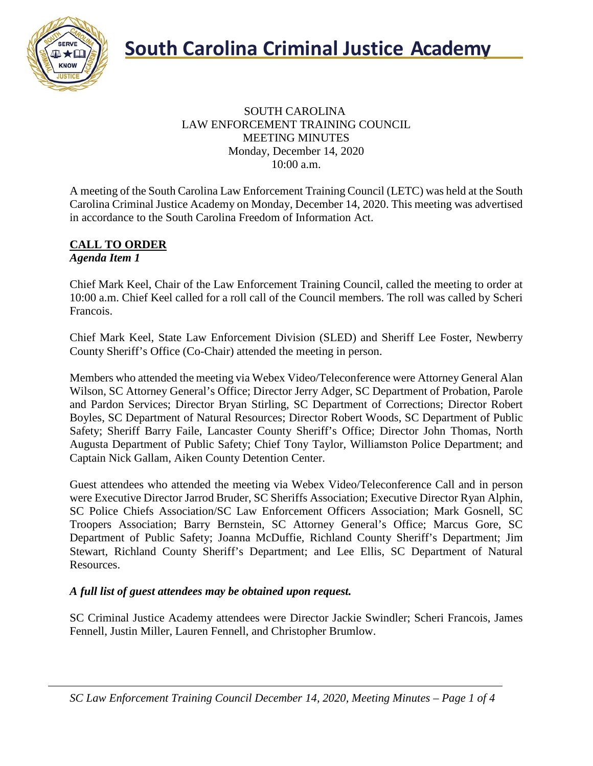# South Carolina Criminal Justice Academy

SOUTH CAROLINA
LAW ENFORCEMENT TRAINING COUNCIL
MEETING MINUTES
Monday, December 14, 2020
10:00 a.m.

A meeting of the South Carolina Law Enforcement Training Council (LETC) was held at the South Carolina Criminal Justice Academy on Monday, December 14, 2020. This meeting was advertised in accordance to the South Carolina Freedom of Information Act.

## CALL TO ORDER

***Agenda Item 1***

Chief Mark Keel, Chair of the Law Enforcement Training Council, called the meeting to order at 10:00 a.m. Chief Keel called for a roll call of the Council members. The roll was called by Scheri Francois.

Chief Mark Keel, State Law Enforcement Division (SLED) and Sheriff Lee Foster, Newberry County Sheriff's Office (Co-Chair) attended the meeting in person.

Members who attended the meeting via Webex Video/Teleconference were Attorney General Alan Wilson, SC Attorney General's Office; Director Jerry Adger, SC Department of Probation, Parole and Pardon Services; Director Bryan Stirling, SC Department of Corrections; Director Robert Boyles, SC Department of Natural Resources; Director Robert Woods, SC Department of Public Safety; Sheriff Barry Faile, Lancaster County Sheriff's Office; Director John Thomas, North Augusta Department of Public Safety; Chief Tony Taylor, Williamston Police Department; and Captain Nick Gallam, Aiken County Detention Center.

Guest attendees who attended the meeting via Webex Video/Teleconference Call and in person were Executive Director Jarrod Bruder, SC Sheriffs Association; Executive Director Ryan Alphin, SC Police Chiefs Association/SC Law Enforcement Officers Association; Mark Gosnell, SC Troopers Association; Barry Bernstein, SC Attorney General's Office; Marcus Gore, SC Department of Public Safety; Joanna McDuffie, Richland County Sheriff's Department; Jim Stewart, Richland County Sheriff's Department; and Lee Ellis, SC Department of Natural Resources.

***A full list of guest attendees may be obtained upon request.***

SC Criminal Justice Academy attendees were Director Jackie Swindler; Scheri Francois, James Fennell, Justin Miller, Lauren Fennell, and Christopher Brumlow.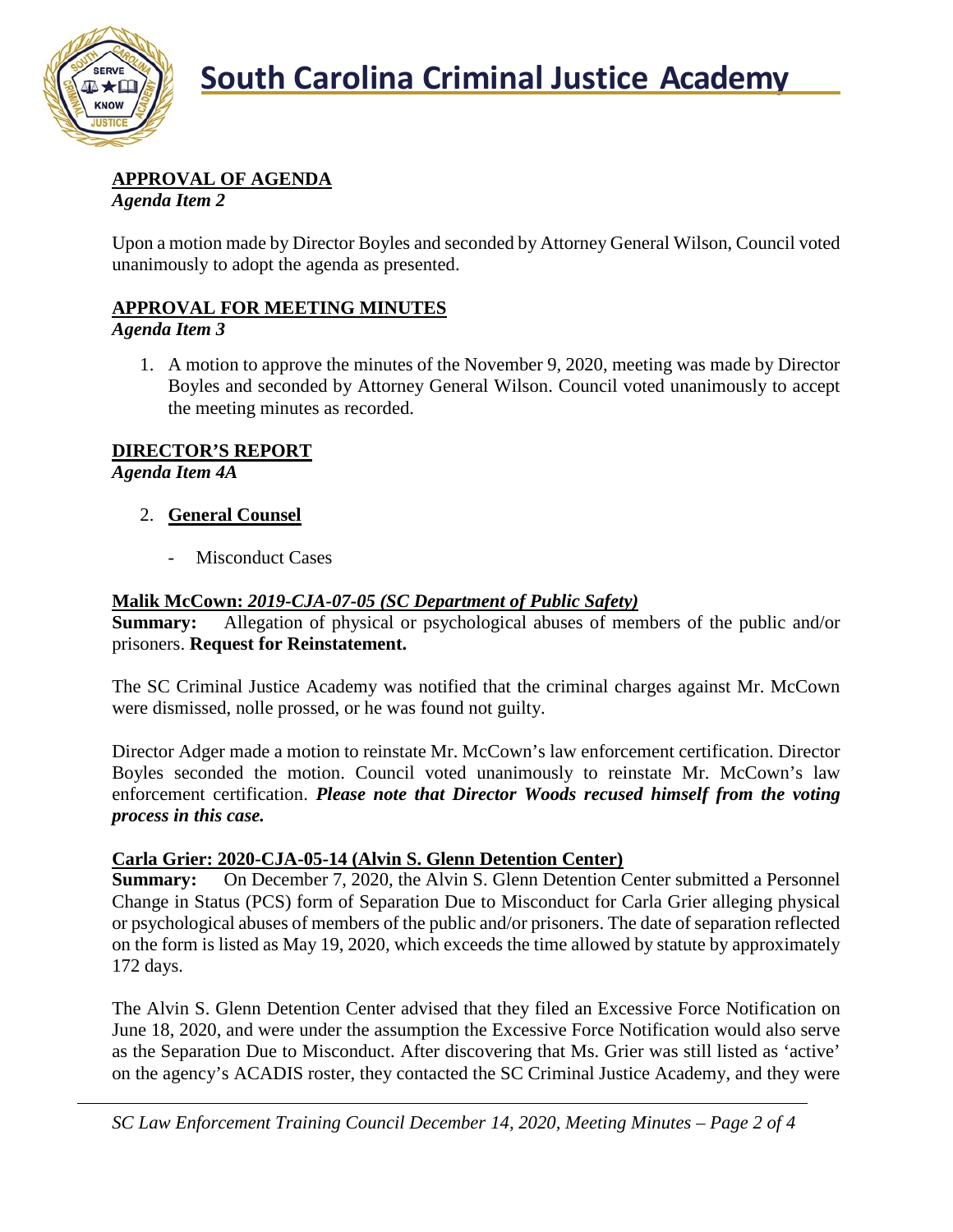**APPROVAL OF AGENDA**
*Agenda Item 2*

Upon a motion made by Director Boyles and seconded by Attorney General Wilson, Council voted unanimously to adopt the agenda as presented.

**APPROVAL FOR MEETING MINUTES**
*Agenda Item 3*

1. A motion to approve the minutes of the November 9, 2020, meeting was made by Director Boyles and seconded by Attorney General Wilson. Council voted unanimously to accept the meeting minutes as recorded.

**DIRECTOR'S REPORT**
*Agenda Item 4A*

2. **General Counsel**

   - Misconduct Cases

**Malik McCown:** ***2019-CJA-07-05 (SC Department of Public Safety)***
**Summary:** Allegation of physical or psychological abuses of members of the public and/or prisoners. **Request for Reinstatement.**

The SC Criminal Justice Academy was notified that the criminal charges against Mr. McCown were dismissed, nolle prossed, or he was found not guilty.

Director Adger made a motion to reinstate Mr. McCown's law enforcement certification. Director Boyles seconded the motion. Council voted unanimously to reinstate Mr. McCown's law enforcement certification. ***Please note that Director Woods recused himself from the voting process in this case.***

**Carla Grier: 2020-CJA-05-14 (Alvin S. Glenn Detention Center)**
**Summary:** On December 7, 2020, the Alvin S. Glenn Detention Center submitted a Personnel Change in Status (PCS) form of Separation Due to Misconduct for Carla Grier alleging physical or psychological abuses of members of the public and/or prisoners. The date of separation reflected on the form is listed as May 19, 2020, which exceeds the time allowed by statute by approximately 172 days.

The Alvin S. Glenn Detention Center advised that they filed an Excessive Force Notification on June 18, 2020, and were under the assumption the Excessive Force Notification would also serve as the Separation Due to Misconduct. After discovering that Ms. Grier was still listed as 'active' on the agency's ACADIS roster, they contacted the SC Criminal Justice Academy, and they were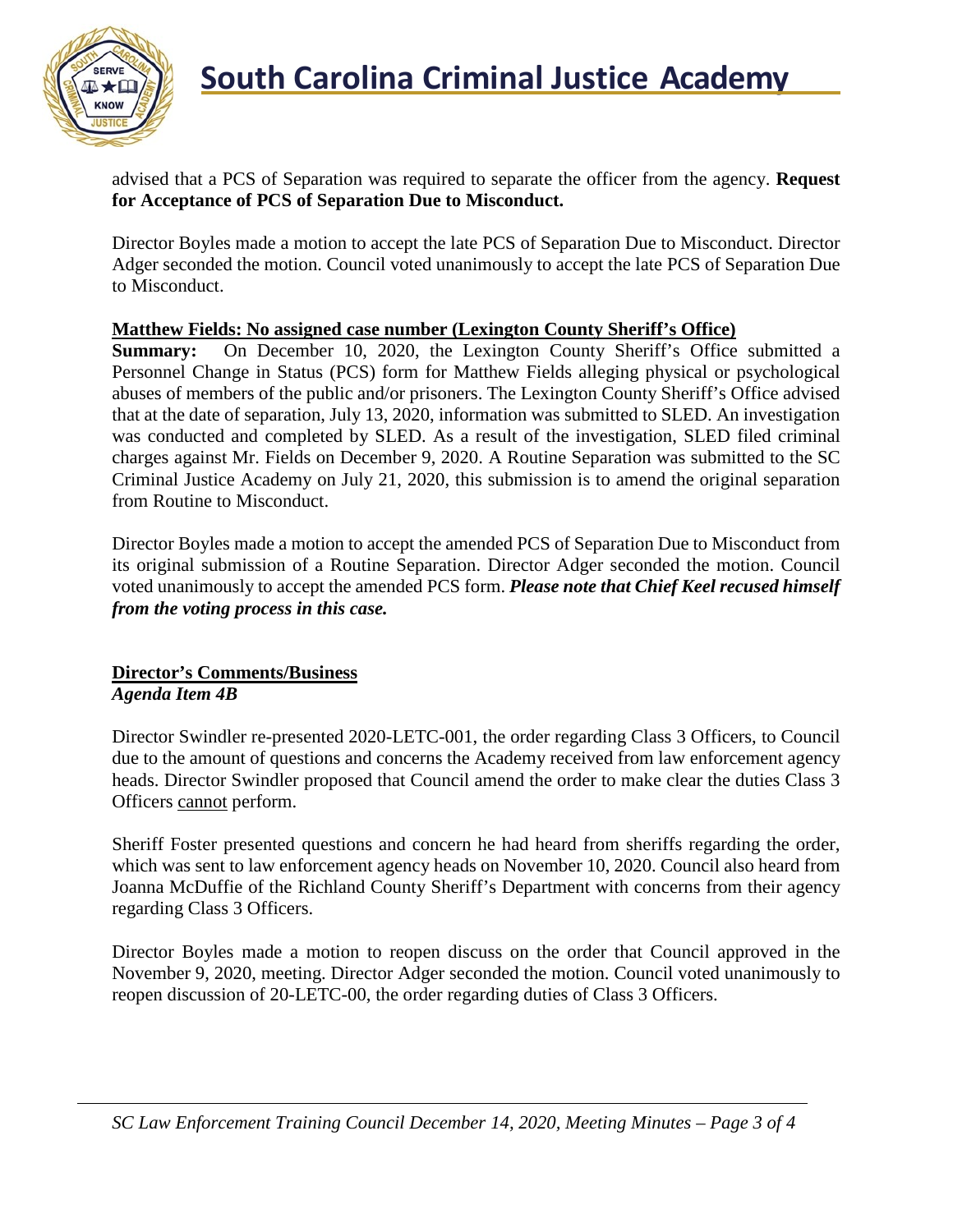advised that a PCS of Separation was required to separate the officer from the agency. **Request for Acceptance of PCS of Separation Due to Misconduct.**

Director Boyles made a motion to accept the late PCS of Separation Due to Misconduct. Director Adger seconded the motion. Council voted unanimously to accept the late PCS of Separation Due to Misconduct.

**Matthew Fields: No assigned case number (Lexington County Sheriff's Office)**

**Summary:** On December 10, 2020, the Lexington County Sheriff's Office submitted a Personnel Change in Status (PCS) form for Matthew Fields alleging physical or psychological abuses of members of the public and/or prisoners. The Lexington County Sheriff's Office advised that at the date of separation, July 13, 2020, information was submitted to SLED. An investigation was conducted and completed by SLED. As a result of the investigation, SLED filed criminal charges against Mr. Fields on December 9, 2020. A Routine Separation was submitted to the SC Criminal Justice Academy on July 21, 2020, this submission is to amend the original separation from Routine to Misconduct.

Director Boyles made a motion to accept the amended PCS of Separation Due to Misconduct from its original submission of a Routine Separation. Director Adger seconded the motion. Council voted unanimously to accept the amended PCS form. ***Please note that Chief Keel recused himself from the voting process in this case.***

**Director's Comments/Business**

***Agenda Item 4B***

Director Swindler re-presented 2020-LETC-001, the order regarding Class 3 Officers, to Council due to the amount of questions and concerns the Academy received from law enforcement agency heads. Director Swindler proposed that Council amend the order to make clear the duties Class 3 Officers cannot perform.

Sheriff Foster presented questions and concern he had heard from sheriffs regarding the order, which was sent to law enforcement agency heads on November 10, 2020. Council also heard from Joanna McDuffie of the Richland County Sheriff's Department with concerns from their agency regarding Class 3 Officers.

Director Boyles made a motion to reopen discuss on the order that Council approved in the November 9, 2020, meeting. Director Adger seconded the motion. Council voted unanimously to reopen discussion of 20-LETC-00, the order regarding duties of Class 3 Officers.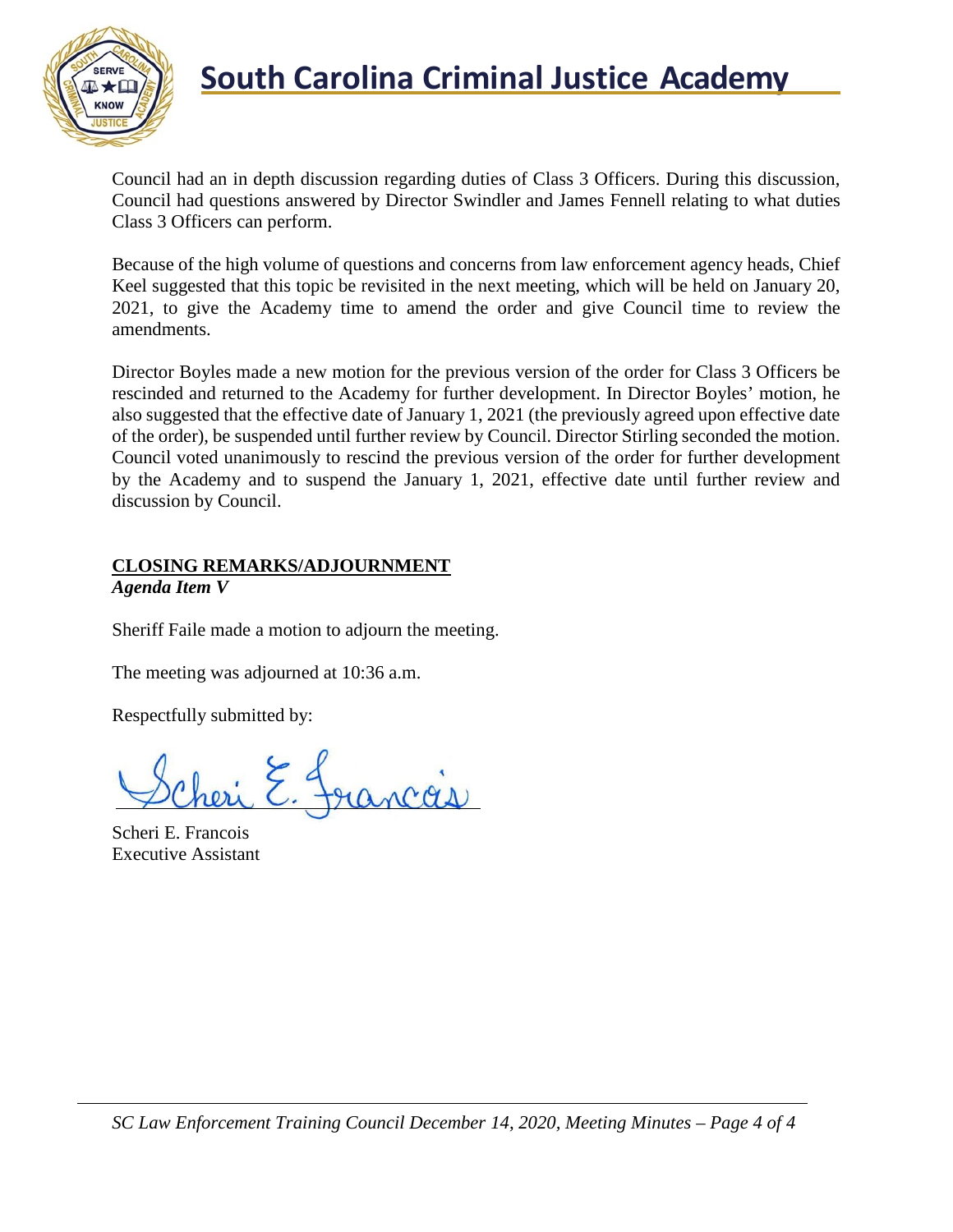Council had an in depth discussion regarding duties of Class 3 Officers. During this discussion, Council had questions answered by Director Swindler and James Fennell relating to what duties Class 3 Officers can perform.

Because of the high volume of questions and concerns from law enforcement agency heads, Chief Keel suggested that this topic be revisited in the next meeting, which will be held on January 20, 2021, to give the Academy time to amend the order and give Council time to review the amendments.

Director Boyles made a new motion for the previous version of the order for Class 3 Officers be rescinded and returned to the Academy for further development. In Director Boyles' motion, he also suggested that the effective date of January 1, 2021 (the previously agreed upon effective date of the order), be suspended until further review by Council. Director Stirling seconded the motion. Council voted unanimously to rescind the previous version of the order for further development by the Academy and to suspend the January 1, 2021, effective date until further review and discussion by Council.

## CLOSING REMARKS/ADJOURNMENT

***Agenda Item V***

Sheriff Faile made a motion to adjourn the meeting.

The meeting was adjourned at 10:36 a.m.

Respectfully submitted by:

Scheri E. Francois

Scheri E. Francois
Executive Assistant